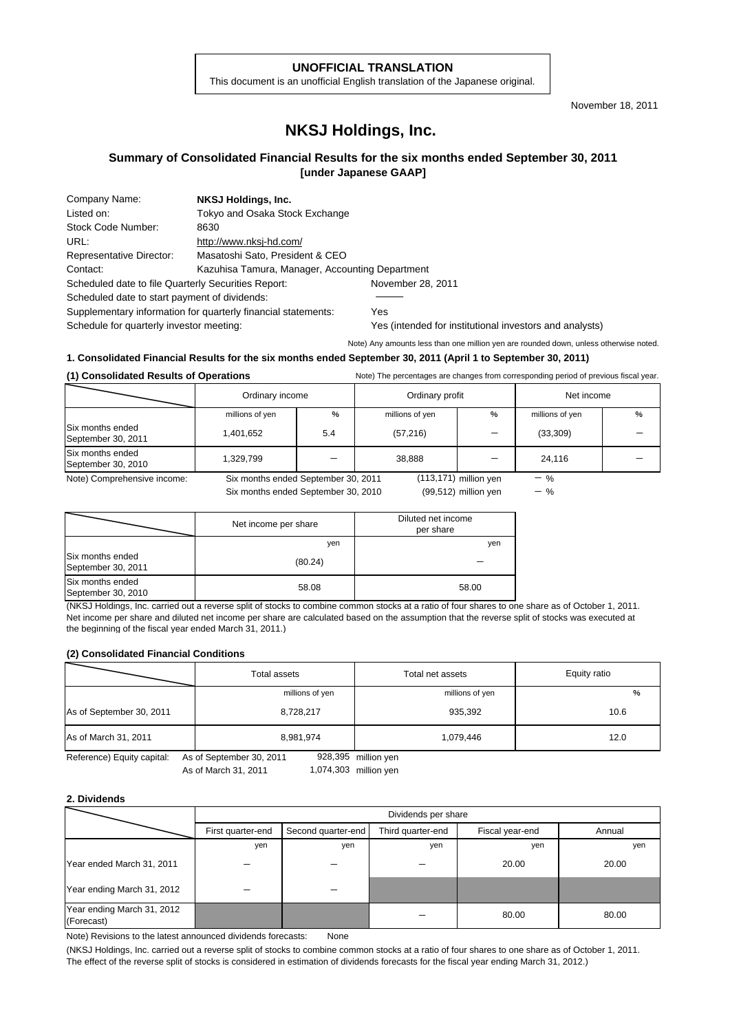**UNOFFICIAL TRANSLATION**

This document is an unofficial English translation of the Japanese original.

November 18, 2011

# NKSJ Holdings, Inc.

## Summary of Consolidated Financial Results for the six months ended September 30, 2011 [under Japanese GAAP]

| | |
|---|---|
| Company Name: | **NKSJ Holdings, Inc.** |
| Listed on: | Tokyo and Osaka Stock Exchange |
| Stock Code Number: | 8630 |
| URL: | http://www.nksj-hd.com/ |
| Representative Director: | Masatoshi Sato, President & CEO |
| Contact: | Kazuhisa Tamura, Manager, Accounting Department |
| Scheduled date to file Quarterly Securities Report: | November 28, 2011 |
| Scheduled date to start payment of dividends: | ――― |
| Supplementary information for quarterly financial statements: | Yes |
| Schedule for quarterly investor meeting: | Yes (intended for institutional investors and analysts) |

Note) Any amounts less than one million yen are rounded down, unless otherwise noted.

### 1. Consolidated Financial Results for the six months ended September 30, 2011 (April 1 to September 30, 2011)

**(1) Consolidated Results of Operations**

Note) The percentages are changes from corresponding period of previous fiscal year.

| | Ordinary income | | Ordinary profit | | Net income | |
|---|---|---|---|---|---|---|
| | millions of yen | % | millions of yen | % | millions of yen | % |
| Six months ended September 30, 2011 | 1,401,652 | 5.4 | (57,216) | － | (33,309) | － |
| Six months ended September 30, 2010 | 1,329,799 | － | 38,888 | － | 24,116 | － |

Note) Comprehensive income: Six months ended September 30, 2011 (113,171) million yen － %
Six months ended September 30, 2010 (99,512) million yen － %

| | Net income per share | Diluted net income per share |
|---|---|---|
| | yen | yen |
| Six months ended September 30, 2011 | (80.24) | － |
| Six months ended September 30, 2010 | 58.08 | 58.00 |

(NKSJ Holdings, Inc. carried out a reverse split of stocks to combine common stocks at a ratio of four shares to one share as of October 1, 2011. Net income per share and diluted net income per share are calculated based on the assumption that the reverse split of stocks was executed at the beginning of the fiscal year ended March 31, 2011.)

**(2) Consolidated Financial Conditions**

| | Total assets | Total net assets | Equity ratio |
|---|---|---|---|
| | millions of yen | millions of yen | % |
| As of September 30, 2011 | 8,728,217 | 935,392 | 10.6 |
| As of March 31, 2011 | 8,981,974 | 1,079,446 | 12.0 |

Reference) Equity capital: As of September 30, 2011 928,395 million yen
As of March 31, 2011 1,074,303 million yen

### 2. Dividends

| | Dividends per share | | | | |
|---|---|---|---|---|---|
| | First quarter-end | Second quarter-end | Third quarter-end | Fiscal year-end | Annual |
| | yen | yen | yen | yen | yen |
| Year ended March 31, 2011 | － | － | － | 20.00 | 20.00 |
| Year ending March 31, 2012 | － | － | | | |
| Year ending March 31, 2012 (Forecast) | | | － | 80.00 | 80.00 |

Note) Revisions to the latest announced dividends forecasts: None

(NKSJ Holdings, Inc. carried out a reverse split of stocks to combine common stocks at a ratio of four shares to one share as of October 1, 2011. The effect of the reverse split of stocks is considered in estimation of dividends forecasts for the fiscal year ending March 31, 2012.)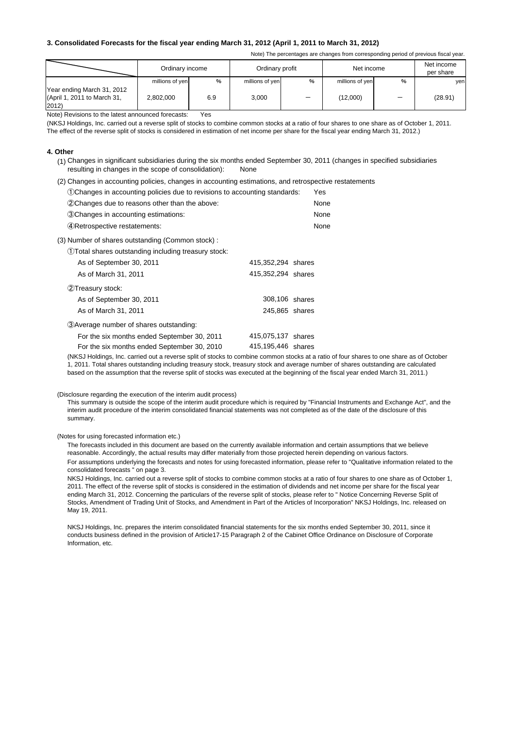### 3. Consolidated Forecasts for the fiscal year ending March 31, 2012 (April 1, 2011 to March 31, 2012)

Note) The percentages are changes from corresponding period of previous fiscal year.

| | Ordinary income | | Ordinary profit | | Net income | | Net income per share |
|---|---|---|---|---|---|---|---|
| | millions of yen | % | millions of yen | % | millions of yen | % | yen |
| Year ending March 31, 2012 (April 1, 2011 to March 31, 2012) | 2,802,000 | 6.9 | 3,000 | — | (12,000) | — | (28.91) |

Note) Revisions to the latest announced forecasts: Yes

(NKSJ Holdings, Inc. carried out a reverse split of stocks to combine common stocks at a ratio of four shares to one share as of October 1, 2011. The effect of the reverse split of stocks is considered in estimation of net income per share for the fiscal year ending March 31, 2012.)

### 4. Other

(1) Changes in significant subsidiaries during the six months ended September 30, 2011 (changes in specified subsidiaries resulting in changes in the scope of consolidation): None

(2) Changes in accounting policies, changes in accounting estimations, and retrospective restatements

①Changes in accounting policies due to revisions to accounting standards: Yes

②Changes due to reasons other than the above: None

③Changes in accounting estimations: None

④Retrospective restatements: None

(3) Number of shares outstanding (Common stock) :

①Total shares outstanding including treasury stock:

| | |
|---|---|
| As of September 30, 2011 | 415,352,294 shares |
| As of March 31, 2011 | 415,352,294 shares |

②Treasury stock:

| | |
|---|---|
| As of September 30, 2011 | 308,106 shares |
| As of March 31, 2011 | 245,865 shares |

③Average number of shares outstanding:

| | |
|---|---|
| For the six months ended September 30, 2011 | 415,075,137 shares |
| For the six months ended September 30, 2010 | 415,195,446 shares |

(NKSJ Holdings, Inc. carried out a reverse split of stocks to combine common stocks at a ratio of four shares to one share as of October 1, 2011. Total shares outstanding including treasury stock, treasury stock and average number of shares outstanding are calculated based on the assumption that the reverse split of stocks was executed at the beginning of the fiscal year ended March 31, 2011.)

(Disclosure regarding the execution of the interim audit process)

This summary is outside the scope of the interim audit procedure which is required by "Financial Instruments and Exchange Act", and the interim audit procedure of the interim consolidated financial statements was not completed as of the date of the disclosure of this summary.

(Notes for using forecasted information etc.)

The forecasts included in this document are based on the currently available information and certain assumptions that we believe reasonable. Accordingly, the actual results may differ materially from those projected herein depending on various factors.

For assumptions underlying the forecasts and notes for using forecasted information, please refer to "Qualitative information related to the consolidated forecasts " on page 3.

NKSJ Holdings, Inc. carried out a reverse split of stocks to combine common stocks at a ratio of four shares to one share as of October 1, 2011. The effect of the reverse split of stocks is considered in the estimation of dividends and net income per share for the fiscal year ending March 31, 2012. Concerning the particulars of the reverse split of stocks, please refer to " Notice Concerning Reverse Split of Stocks, Amendment of Trading Unit of Stocks, and Amendment in Part of the Articles of Incorporation" NKSJ Holdings, Inc. released on May 19, 2011.

NKSJ Holdings, Inc. prepares the interim consolidated financial statements for the six months ended September 30, 2011, since it conducts business defined in the provision of Article17-15 Paragraph 2 of the Cabinet Office Ordinance on Disclosure of Corporate Information, etc.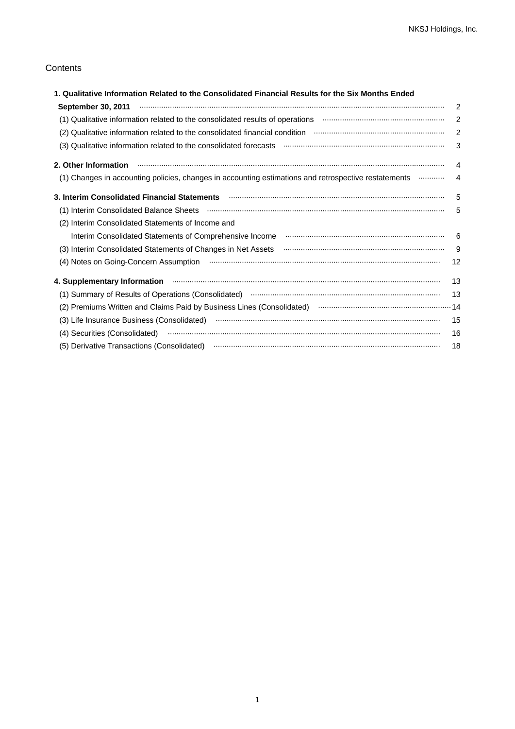# Contents

| | |
|---|---|
| **1. Qualitative Information Related to the Consolidated Financial Results for the Six Months Ended September 30, 2011** | 2 |
| (1) Qualitative information related to the consolidated results of operations | 2 |
| (2) Qualitative information related to the consolidated financial condition | 2 |
| (3) Qualitative information related to the consolidated forecasts | 3 |
| **2. Other Information** | 4 |
| (1) Changes in accounting policies, changes in accounting estimations and retrospective restatements | 4 |
| **3. Interim Consolidated Financial Statements** | 5 |
| (1) Interim Consolidated Balance Sheets | 5 |
| (2) Interim Consolidated Statements of Income and Interim Consolidated Statements of Comprehensive Income | 6 |
| (3) Interim Consolidated Statements of Changes in Net Assets | 9 |
| (4) Notes on Going-Concern Assumption | 12 |
| **4. Supplementary Information** | 13 |
| (1) Summary of Results of Operations (Consolidated) | 13 |
| (2) Premiums Written and Claims Paid by Business Lines (Consolidated) | 14 |
| (3) Life Insurance Business (Consolidated) | 15 |
| (4) Securities (Consolidated) | 16 |
| (5) Derivative Transactions (Consolidated) | 18 |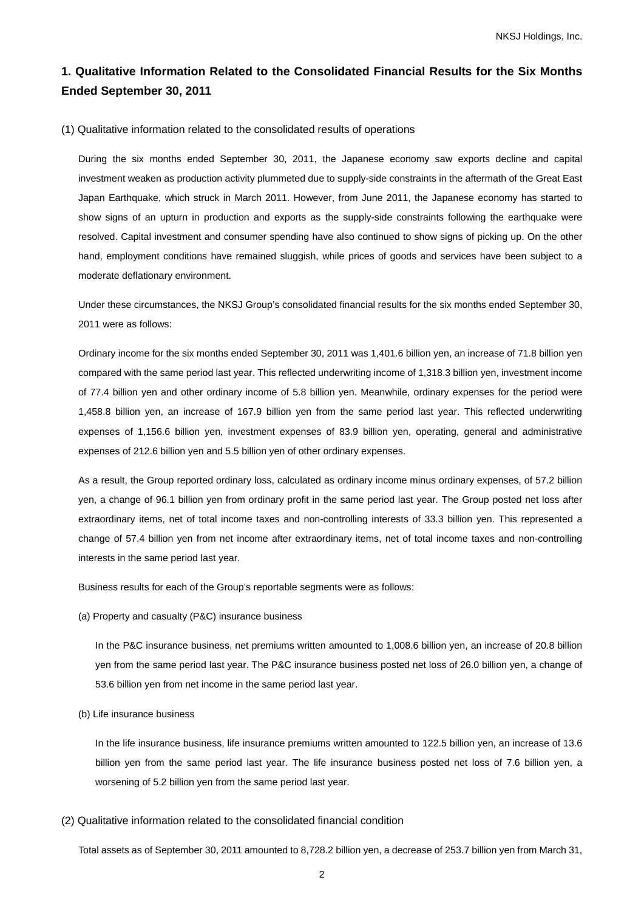## 1. Qualitative Information Related to the Consolidated Financial Results for the Six Months Ended September 30, 2011

### (1) Qualitative information related to the consolidated results of operations

During the six months ended September 30, 2011, the Japanese economy saw exports decline and capital investment weaken as production activity plummeted due to supply-side constraints in the aftermath of the Great East Japan Earthquake, which struck in March 2011. However, from June 2011, the Japanese economy has started to show signs of an upturn in production and exports as the supply-side constraints following the earthquake were resolved. Capital investment and consumer spending have also continued to show signs of picking up. On the other hand, employment conditions have remained sluggish, while prices of goods and services have been subject to a moderate deflationary environment.

Under these circumstances, the NKSJ Group's consolidated financial results for the six months ended September 30, 2011 were as follows:

Ordinary income for the six months ended September 30, 2011 was 1,401.6 billion yen, an increase of 71.8 billion yen compared with the same period last year. This reflected underwriting income of 1,318.3 billion yen, investment income of 77.4 billion yen and other ordinary income of 5.8 billion yen. Meanwhile, ordinary expenses for the period were 1,458.8 billion yen, an increase of 167.9 billion yen from the same period last year. This reflected underwriting expenses of 1,156.6 billion yen, investment expenses of 83.9 billion yen, operating, general and administrative expenses of 212.6 billion yen and 5.5 billion yen of other ordinary expenses.

As a result, the Group reported ordinary loss, calculated as ordinary income minus ordinary expenses, of 57.2 billion yen, a change of 96.1 billion yen from ordinary profit in the same period last year. The Group posted net loss after extraordinary items, net of total income taxes and non-controlling interests of 33.3 billion yen. This represented a change of 57.4 billion yen from net income after extraordinary items, net of total income taxes and non-controlling interests in the same period last year.

Business results for each of the Group's reportable segments were as follows:

(a) Property and casualty (P&C) insurance business

In the P&C insurance business, net premiums written amounted to 1,008.6 billion yen, an increase of 20.8 billion yen from the same period last year. The P&C insurance business posted net loss of 26.0 billion yen, a change of 53.6 billion yen from net income in the same period last year.

(b) Life insurance business

In the life insurance business, life insurance premiums written amounted to 122.5 billion yen, an increase of 13.6 billion yen from the same period last year. The life insurance business posted net loss of 7.6 billion yen, a worsening of 5.2 billion yen from the same period last year.

### (2) Qualitative information related to the consolidated financial condition

Total assets as of September 30, 2011 amounted to 8,728.2 billion yen, a decrease of 253.7 billion yen from March 31,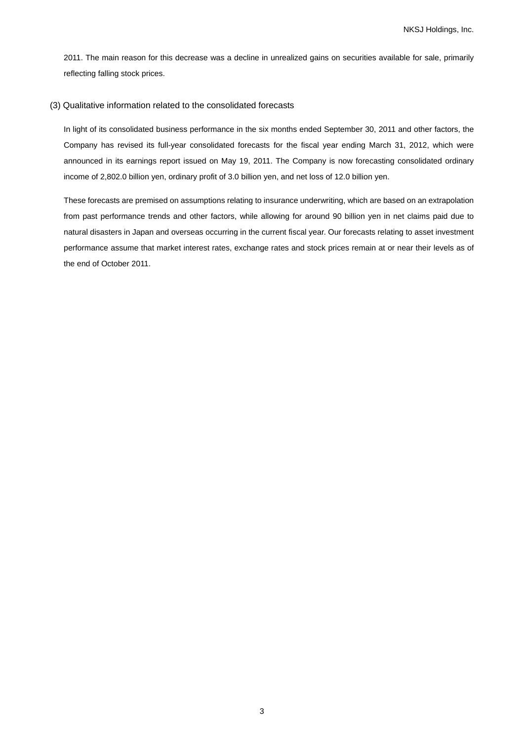2011. The main reason for this decrease was a decline in unrealized gains on securities available for sale, primarily reflecting falling stock prices.

### (3) Qualitative information related to the consolidated forecasts

In light of its consolidated business performance in the six months ended September 30, 2011 and other factors, the Company has revised its full-year consolidated forecasts for the fiscal year ending March 31, 2012, which were announced in its earnings report issued on May 19, 2011. The Company is now forecasting consolidated ordinary income of 2,802.0 billion yen, ordinary profit of 3.0 billion yen, and net loss of 12.0 billion yen.

These forecasts are premised on assumptions relating to insurance underwriting, which are based on an extrapolation from past performance trends and other factors, while allowing for around 90 billion yen in net claims paid due to natural disasters in Japan and overseas occurring in the current fiscal year. Our forecasts relating to asset investment performance assume that market interest rates, exchange rates and stock prices remain at or near their levels as of the end of October 2011.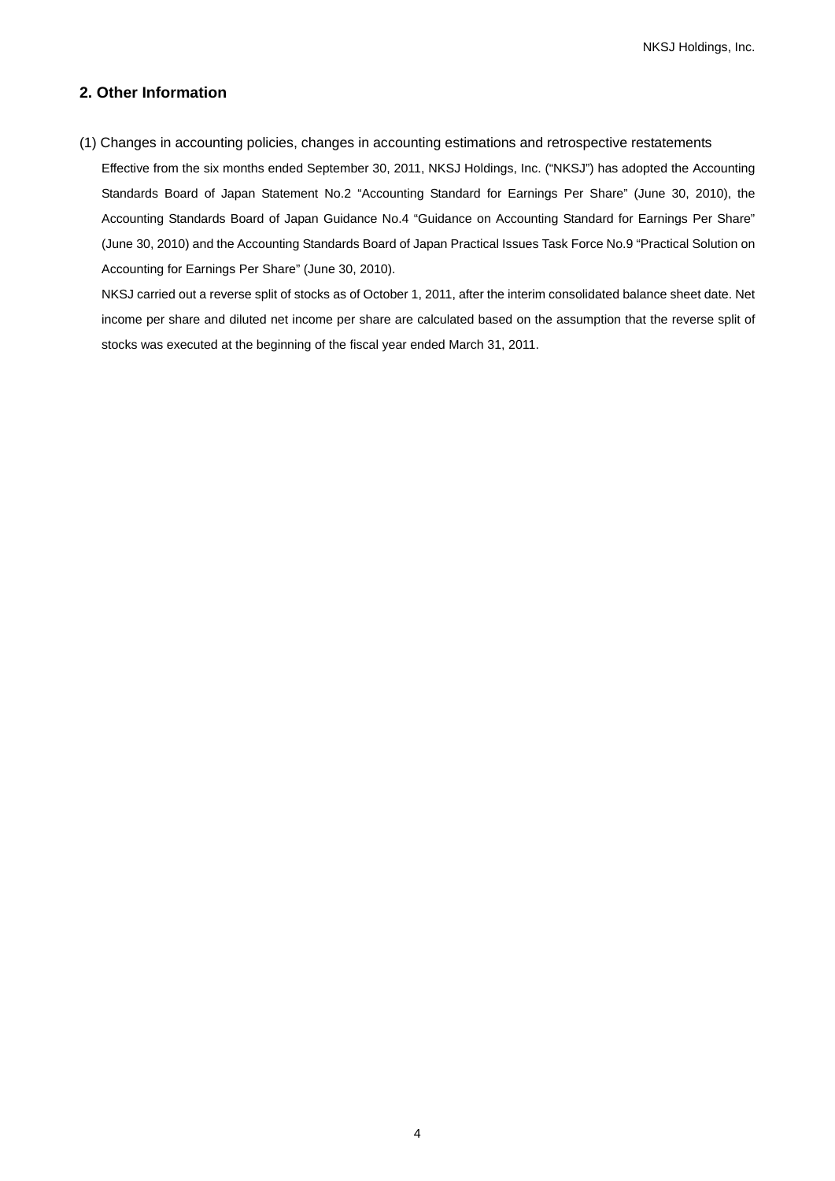## 2. Other Information

(1) Changes in accounting policies, changes in accounting estimations and retrospective restatements

Effective from the six months ended September 30, 2011, NKSJ Holdings, Inc. ("NKSJ") has adopted the Accounting Standards Board of Japan Statement No.2 "Accounting Standard for Earnings Per Share" (June 30, 2010), the Accounting Standards Board of Japan Guidance No.4 "Guidance on Accounting Standard for Earnings Per Share" (June 30, 2010) and the Accounting Standards Board of Japan Practical Issues Task Force No.9 "Practical Solution on Accounting for Earnings Per Share" (June 30, 2010).

NKSJ carried out a reverse split of stocks as of October 1, 2011, after the interim consolidated balance sheet date. Net income per share and diluted net income per share are calculated based on the assumption that the reverse split of stocks was executed at the beginning of the fiscal year ended March 31, 2011.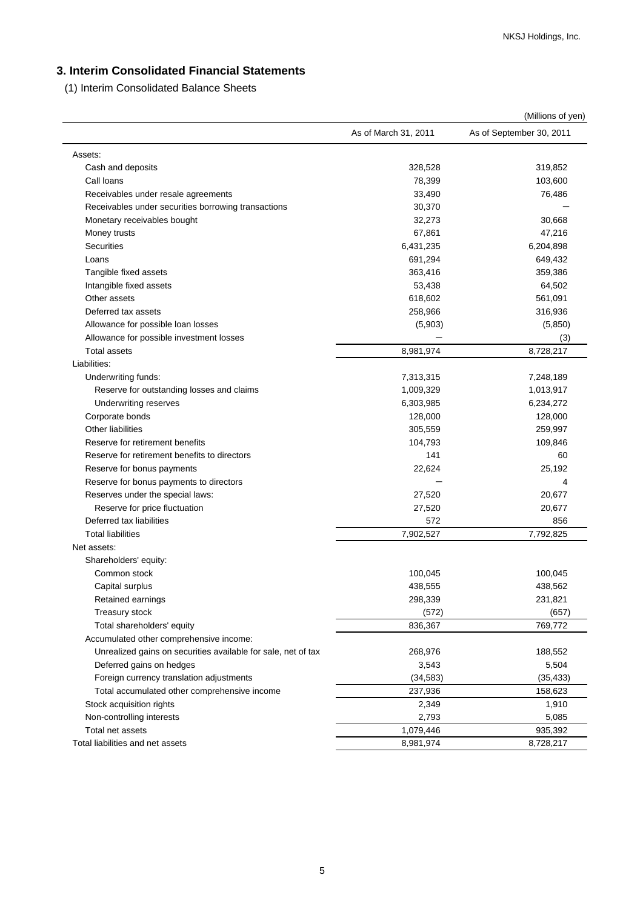## 3. Interim Consolidated Financial Statements

(1) Interim Consolidated Balance Sheets

(Millions of yen)

| | As of March 31, 2011 | As of September 30, 2011 |
|---|---|---|
| Assets: | | |
| Cash and deposits | 328,528 | 319,852 |
| Call loans | 78,399 | 103,600 |
| Receivables under resale agreements | 33,490 | 76,486 |
| Receivables under securities borrowing transactions | 30,370 | − |
| Monetary receivables bought | 32,273 | 30,668 |
| Money trusts | 67,861 | 47,216 |
| Securities | 6,431,235 | 6,204,898 |
| Loans | 691,294 | 649,432 |
| Tangible fixed assets | 363,416 | 359,386 |
| Intangible fixed assets | 53,438 | 64,502 |
| Other assets | 618,602 | 561,091 |
| Deferred tax assets | 258,966 | 316,936 |
| Allowance for possible loan losses | (5,903) | (5,850) |
| Allowance for possible investment losses | − | (3) |
| Total assets | 8,981,974 | 8,728,217 |
| Liabilities: | | |
| Underwriting funds: | 7,313,315 | 7,248,189 |
| Reserve for outstanding losses and claims | 1,009,329 | 1,013,917 |
| Underwriting reserves | 6,303,985 | 6,234,272 |
| Corporate bonds | 128,000 | 128,000 |
| Other liabilities | 305,559 | 259,997 |
| Reserve for retirement benefits | 104,793 | 109,846 |
| Reserve for retirement benefits to directors | 141 | 60 |
| Reserve for bonus payments | 22,624 | 25,192 |
| Reserve for bonus payments to directors | − | 4 |
| Reserves under the special laws: | 27,520 | 20,677 |
| Reserve for price fluctuation | 27,520 | 20,677 |
| Deferred tax liabilities | 572 | 856 |
| Total liabilities | 7,902,527 | 7,792,825 |
| Net assets: | | |
| Shareholders' equity: | | |
| Common stock | 100,045 | 100,045 |
| Capital surplus | 438,555 | 438,562 |
| Retained earnings | 298,339 | 231,821 |
| Treasury stock | (572) | (657) |
| Total shareholders' equity | 836,367 | 769,772 |
| Accumulated other comprehensive income: | | |
| Unrealized gains on securities available for sale, net of tax | 268,976 | 188,552 |
| Deferred gains on hedges | 3,543 | 5,504 |
| Foreign currency translation adjustments | (34,583) | (35,433) |
| Total accumulated other comprehensive income | 237,936 | 158,623 |
| Stock acquisition rights | 2,349 | 1,910 |
| Non-controlling interests | 2,793 | 5,085 |
| Total net assets | 1,079,446 | 935,392 |
| Total liabilities and net assets | 8,981,974 | 8,728,217 |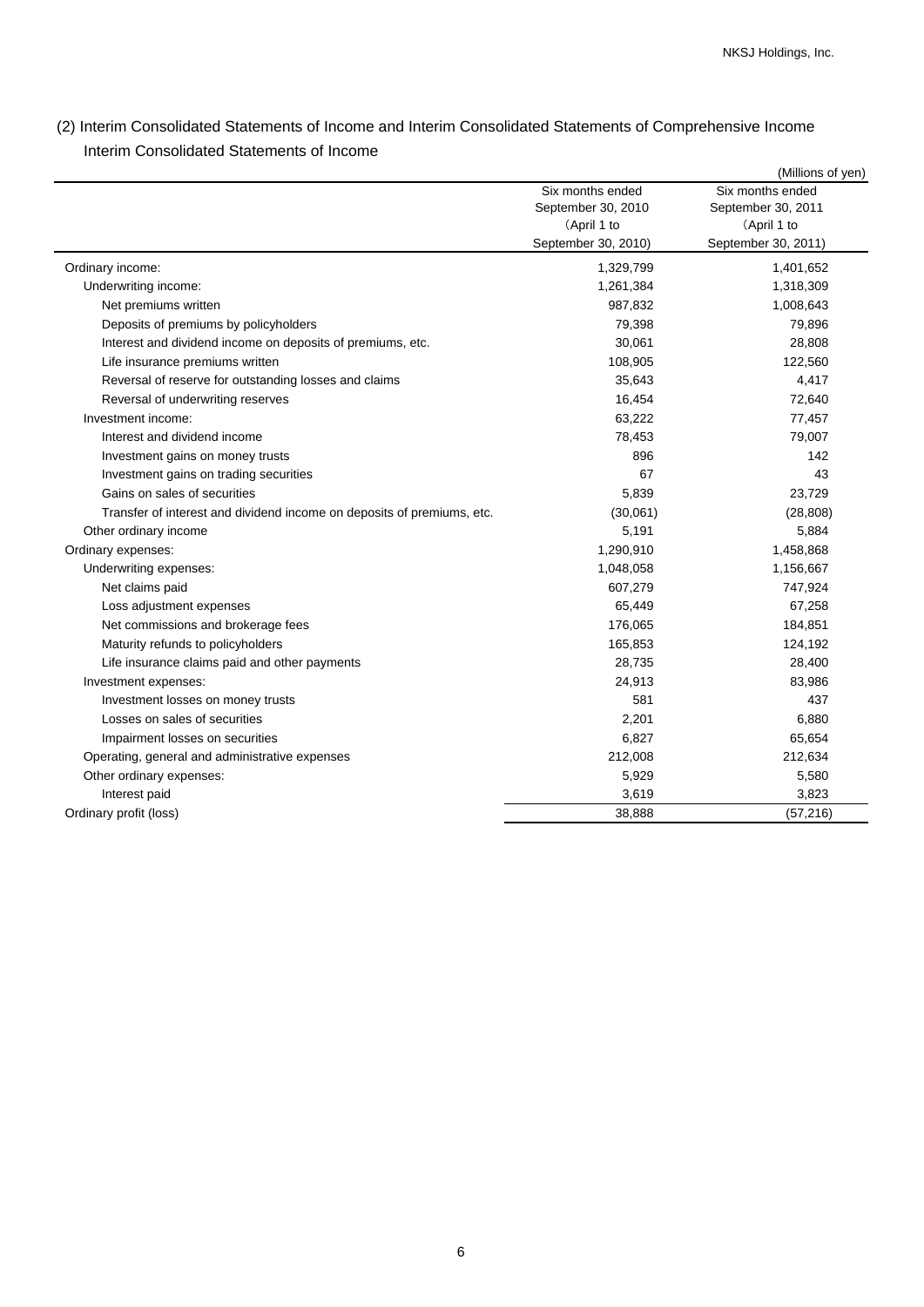## (2) Interim Consolidated Statements of Income and Interim Consolidated Statements of Comprehensive Income

### Interim Consolidated Statements of Income

(Millions of yen)

| | Six months ended September 30, 2010 (April 1 to September 30, 2010) | Six months ended September 30, 2011 (April 1 to September 30, 2011) |
|---|---|---|
| Ordinary income: | 1,329,799 | 1,401,652 |
| Underwriting income: | 1,261,384 | 1,318,309 |
| Net premiums written | 987,832 | 1,008,643 |
| Deposits of premiums by policyholders | 79,398 | 79,896 |
| Interest and dividend income on deposits of premiums, etc. | 30,061 | 28,808 |
| Life insurance premiums written | 108,905 | 122,560 |
| Reversal of reserve for outstanding losses and claims | 35,643 | 4,417 |
| Reversal of underwriting reserves | 16,454 | 72,640 |
| Investment income: | 63,222 | 77,457 |
| Interest and dividend income | 78,453 | 79,007 |
| Investment gains on money trusts | 896 | 142 |
| Investment gains on trading securities | 67 | 43 |
| Gains on sales of securities | 5,839 | 23,729 |
| Transfer of interest and dividend income on deposits of premiums, etc. | (30,061) | (28,808) |
| Other ordinary income | 5,191 | 5,884 |
| Ordinary expenses: | 1,290,910 | 1,458,868 |
| Underwriting expenses: | 1,048,058 | 1,156,667 |
| Net claims paid | 607,279 | 747,924 |
| Loss adjustment expenses | 65,449 | 67,258 |
| Net commissions and brokerage fees | 176,065 | 184,851 |
| Maturity refunds to policyholders | 165,853 | 124,192 |
| Life insurance claims paid and other payments | 28,735 | 28,400 |
| Investment expenses: | 24,913 | 83,986 |
| Investment losses on money trusts | 581 | 437 |
| Losses on sales of securities | 2,201 | 6,880 |
| Impairment losses on securities | 6,827 | 65,654 |
| Operating, general and administrative expenses | 212,008 | 212,634 |
| Other ordinary expenses: | 5,929 | 5,580 |
| Interest paid | 3,619 | 3,823 |
| Ordinary profit (loss) | 38,888 | (57,216) |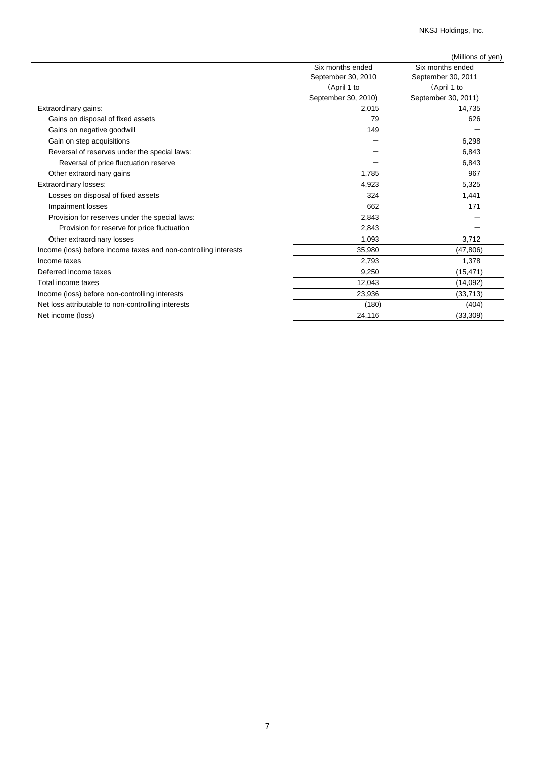(Millions of yen)

| | Six months ended September 30, 2010 (April 1 to September 30, 2010) | Six months ended September 30, 2011 (April 1 to September 30, 2011) |
|---|---|---|
| Extraordinary gains: | 2,015 | 14,735 |
| Gains on disposal of fixed assets | 79 | 626 |
| Gains on negative goodwill | 149 | － |
| Gain on step acquisitions | － | 6,298 |
| Reversal of reserves under the special laws: | － | 6,843 |
| Reversal of price fluctuation reserve | － | 6,843 |
| Other extraordinary gains | 1,785 | 967 |
| Extraordinary losses: | 4,923 | 5,325 |
| Losses on disposal of fixed assets | 324 | 1,441 |
| Impairment losses | 662 | 171 |
| Provision for reserves under the special laws: | 2,843 | － |
| Provision for reserve for price fluctuation | 2,843 | － |
| Other extraordinary losses | 1,093 | 3,712 |
| Income (loss) before income taxes and non-controlling interests | 35,980 | (47,806) |
| Income taxes | 2,793 | 1,378 |
| Deferred income taxes | 9,250 | (15,471) |
| Total income taxes | 12,043 | (14,092) |
| Income (loss) before non-controlling interests | 23,936 | (33,713) |
| Net loss attributable to non-controlling interests | (180) | (404) |
| Net income (loss) | 24,116 | (33,309) |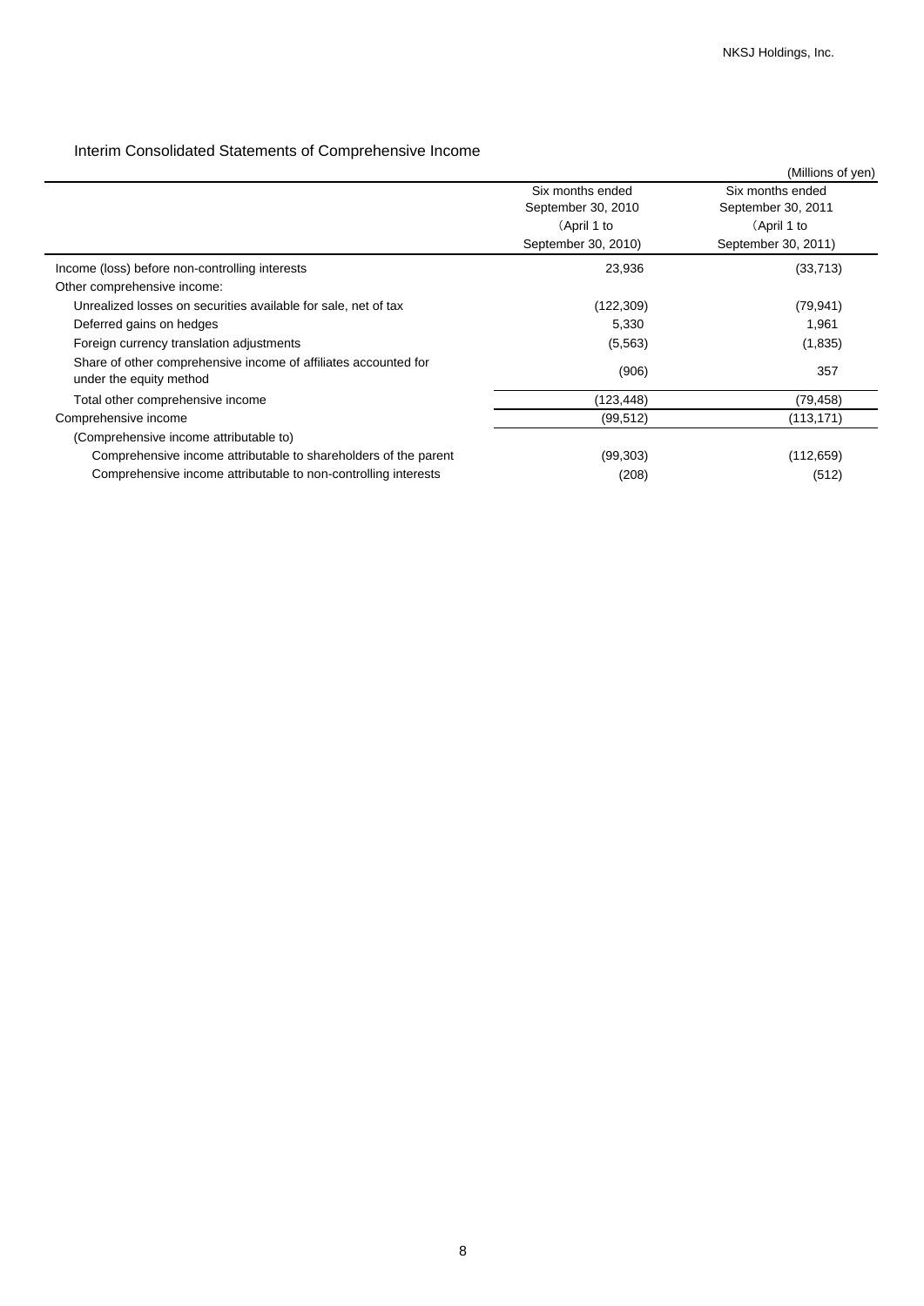## Interim Consolidated Statements of Comprehensive Income

(Millions of yen)

| | Six months ended September 30, 2010 (April 1 to September 30, 2010) | Six months ended September 30, 2011 (April 1 to September 30, 2011) |
|---|---|---|
| Income (loss) before non-controlling interests | 23,936 | (33,713) |
| Other comprehensive income: | | |
| Unrealized losses on securities available for sale, net of tax | (122,309) | (79,941) |
| Deferred gains on hedges | 5,330 | 1,961 |
| Foreign currency translation adjustments | (5,563) | (1,835) |
| Share of other comprehensive income of affiliates accounted for under the equity method | (906) | 357 |
| Total other comprehensive income | (123,448) | (79,458) |
| Comprehensive income | (99,512) | (113,171) |
| (Comprehensive income attributable to) | | |
| Comprehensive income attributable to shareholders of the parent | (99,303) | (112,659) |
| Comprehensive income attributable to non-controlling interests | (208) | (512) |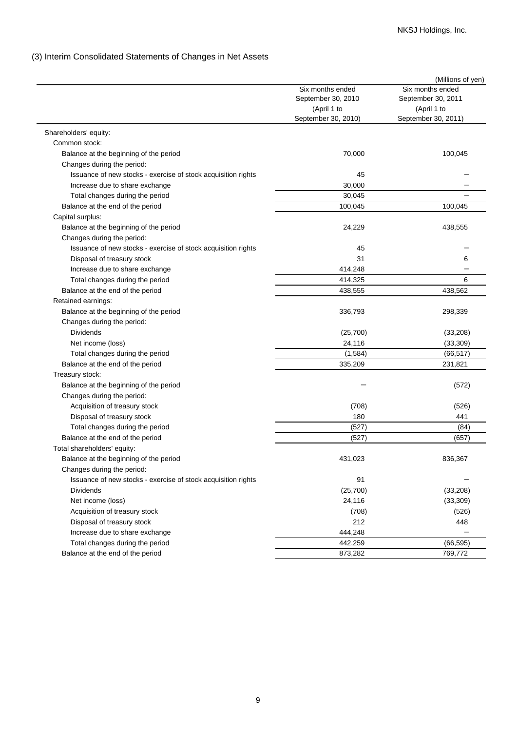## (3) Interim Consolidated Statements of Changes in Net Assets

(Millions of yen)

| | Six months ended September 30, 2010 (April 1 to September 30, 2010) | Six months ended September 30, 2011 (April 1 to September 30, 2011) |
|---|---|---|
| Shareholders' equity: | | |
| Common stock: | | |
| Balance at the beginning of the period | 70,000 | 100,045 |
| Changes during the period: | | |
| Issuance of new stocks - exercise of stock acquisition rights | 45 | － |
| Increase due to share exchange | 30,000 | － |
| Total changes during the period | 30,045 | － |
| Balance at the end of the period | 100,045 | 100,045 |
| Capital surplus: | | |
| Balance at the beginning of the period | 24,229 | 438,555 |
| Changes during the period: | | |
| Issuance of new stocks - exercise of stock acquisition rights | 45 | － |
| Disposal of treasury stock | 31 | 6 |
| Increase due to share exchange | 414,248 | － |
| Total changes during the period | 414,325 | 6 |
| Balance at the end of the period | 438,555 | 438,562 |
| Retained earnings: | | |
| Balance at the beginning of the period | 336,793 | 298,339 |
| Changes during the period: | | |
| Dividends | (25,700) | (33,208) |
| Net income (loss) | 24,116 | (33,309) |
| Total changes during the period | (1,584) | (66,517) |
| Balance at the end of the period | 335,209 | 231,821 |
| Treasury stock: | | |
| Balance at the beginning of the period | － | (572) |
| Changes during the period: | | |
| Acquisition of treasury stock | (708) | (526) |
| Disposal of treasury stock | 180 | 441 |
| Total changes during the period | (527) | (84) |
| Balance at the end of the period | (527) | (657) |
| Total shareholders' equity: | | |
| Balance at the beginning of the period | 431,023 | 836,367 |
| Changes during the period: | | |
| Issuance of new stocks - exercise of stock acquisition rights | 91 | － |
| Dividends | (25,700) | (33,208) |
| Net income (loss) | 24,116 | (33,309) |
| Acquisition of treasury stock | (708) | (526) |
| Disposal of treasury stock | 212 | 448 |
| Increase due to share exchange | 444,248 | － |
| Total changes during the period | 442,259 | (66,595) |
| Balance at the end of the period | 873,282 | 769,772 |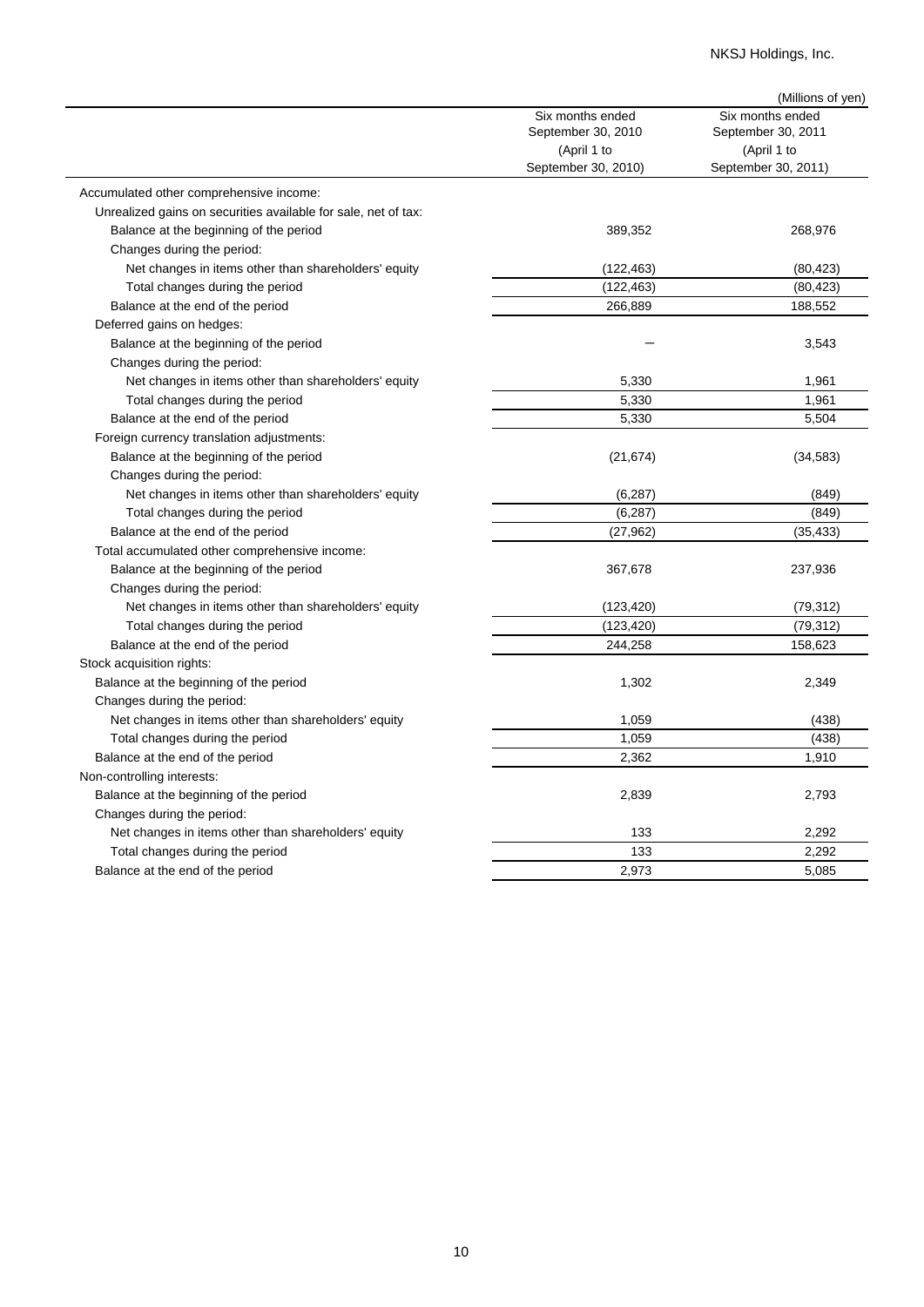(Millions of yen)

| | Six months ended September 30, 2010 (April 1 to September 30, 2010) | Six months ended September 30, 2011 (April 1 to September 30, 2011) |
|---|---|---|
| Accumulated other comprehensive income: | | |
| Unrealized gains on securities available for sale, net of tax: | | |
| Balance at the beginning of the period | 389,352 | 268,976 |
| Changes during the period: | | |
| Net changes in items other than shareholders' equity | (122,463) | (80,423) |
| Total changes during the period | (122,463) | (80,423) |
| Balance at the end of the period | 266,889 | 188,552 |
| Deferred gains on hedges: | | |
| Balance at the beginning of the period | − | 3,543 |
| Changes during the period: | | |
| Net changes in items other than shareholders' equity | 5,330 | 1,961 |
| Total changes during the period | 5,330 | 1,961 |
| Balance at the end of the period | 5,330 | 5,504 |
| Foreign currency translation adjustments: | | |
| Balance at the beginning of the period | (21,674) | (34,583) |
| Changes during the period: | | |
| Net changes in items other than shareholders' equity | (6,287) | (849) |
| Total changes during the period | (6,287) | (849) |
| Balance at the end of the period | (27,962) | (35,433) |
| Total accumulated other comprehensive income: | | |
| Balance at the beginning of the period | 367,678 | 237,936 |
| Changes during the period: | | |
| Net changes in items other than shareholders' equity | (123,420) | (79,312) |
| Total changes during the period | (123,420) | (79,312) |
| Balance at the end of the period | 244,258 | 158,623 |
| Stock acquisition rights: | | |
| Balance at the beginning of the period | 1,302 | 2,349 |
| Changes during the period: | | |
| Net changes in items other than shareholders' equity | 1,059 | (438) |
| Total changes during the period | 1,059 | (438) |
| Balance at the end of the period | 2,362 | 1,910 |
| Non-controlling interests: | | |
| Balance at the beginning of the period | 2,839 | 2,793 |
| Changes during the period: | | |
| Net changes in items other than shareholders' equity | 133 | 2,292 |
| Total changes during the period | 133 | 2,292 |
| Balance at the end of the period | 2,973 | 5,085 |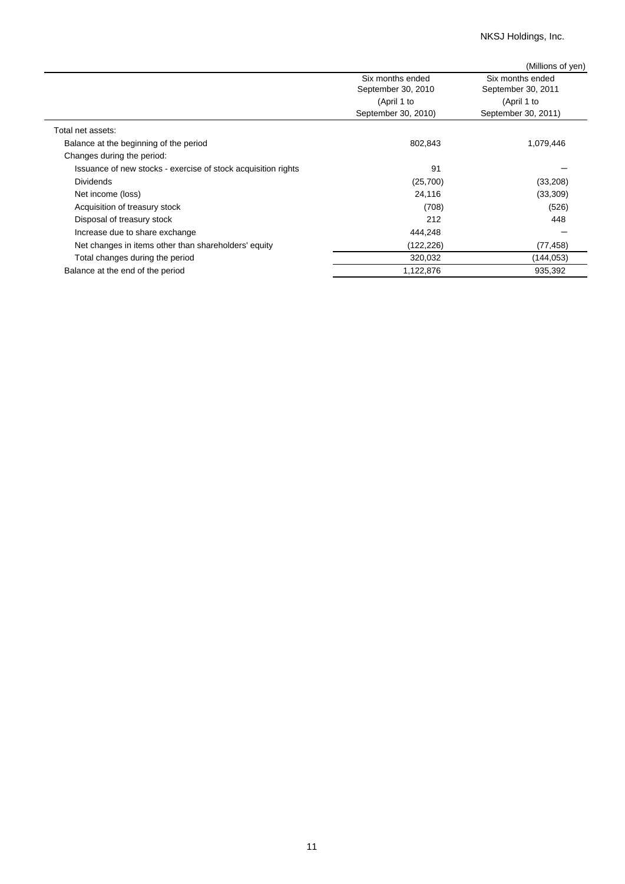(Millions of yen)

| | Six months ended September 30, 2010 (April 1 to September 30, 2010) | Six months ended September 30, 2011 (April 1 to September 30, 2011) |
|---|---|---|
| Total net assets: | | |
| Balance at the beginning of the period | 802,843 | 1,079,446 |
| Changes during the period: | | |
| Issuance of new stocks - exercise of stock acquisition rights | 91 | − |
| Dividends | (25,700) | (33,208) |
| Net income (loss) | 24,116 | (33,309) |
| Acquisition of treasury stock | (708) | (526) |
| Disposal of treasury stock | 212 | 448 |
| Increase due to share exchange | 444,248 | − |
| Net changes in items other than shareholders' equity | (122,226) | (77,458) |
| Total changes during the period | 320,032 | (144,053) |
| Balance at the end of the period | 1,122,876 | 935,392 |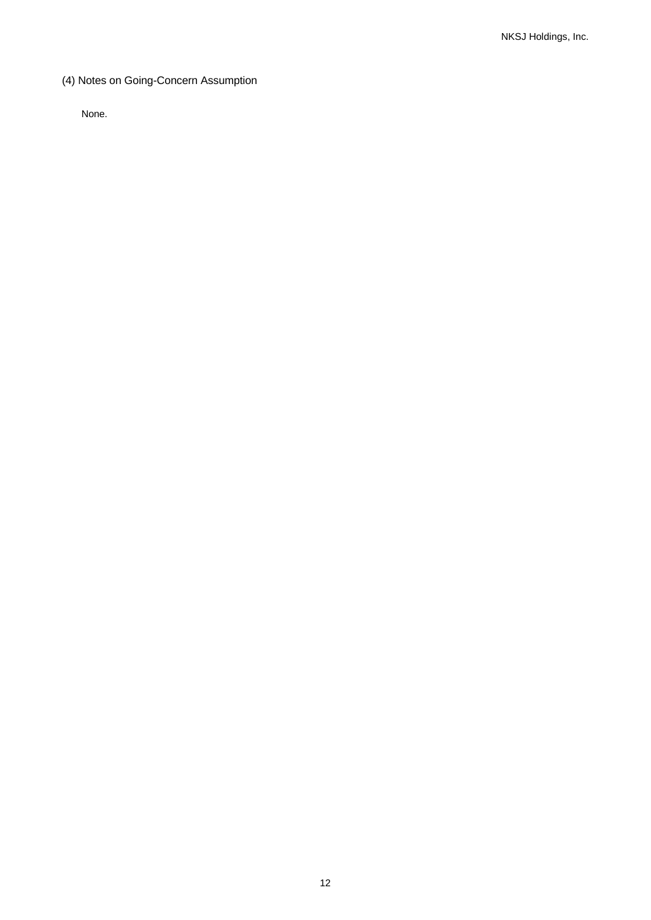## (4) Notes on Going-Concern Assumption

None.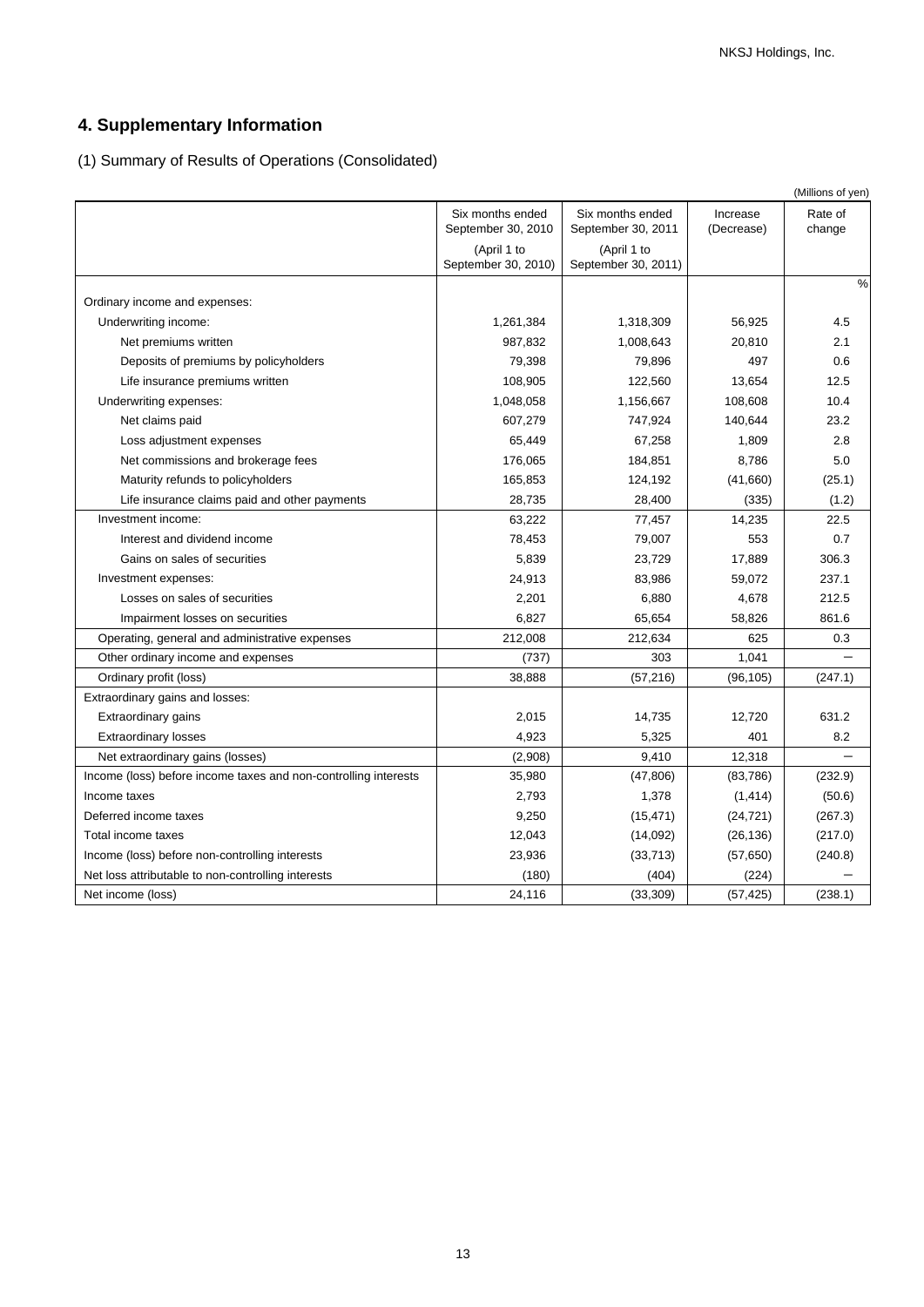## 4. Supplementary Information

(1) Summary of Results of Operations (Consolidated)

(Millions of yen)

| | Six months ended September 30, 2010 (April 1 to September 30, 2010) | Six months ended September 30, 2011 (April 1 to September 30, 2011) | Increase (Decrease) | Rate of change |
|---|---|---|---|---|
| | | | | % |
| Ordinary income and expenses: | | | | |
| Underwriting income: | 1,261,384 | 1,318,309 | 56,925 | 4.5 |
| Net premiums written | 987,832 | 1,008,643 | 20,810 | 2.1 |
| Deposits of premiums by policyholders | 79,398 | 79,896 | 497 | 0.6 |
| Life insurance premiums written | 108,905 | 122,560 | 13,654 | 12.5 |
| Underwriting expenses: | 1,048,058 | 1,156,667 | 108,608 | 10.4 |
| Net claims paid | 607,279 | 747,924 | 140,644 | 23.2 |
| Loss adjustment expenses | 65,449 | 67,258 | 1,809 | 2.8 |
| Net commissions and brokerage fees | 176,065 | 184,851 | 8,786 | 5.0 |
| Maturity refunds to policyholders | 165,853 | 124,192 | (41,660) | (25.1) |
| Life insurance claims paid and other payments | 28,735 | 28,400 | (335) | (1.2) |
| Investment income: | 63,222 | 77,457 | 14,235 | 22.5 |
| Interest and dividend income | 78,453 | 79,007 | 553 | 0.7 |
| Gains on sales of securities | 5,839 | 23,729 | 17,889 | 306.3 |
| Investment expenses: | 24,913 | 83,986 | 59,072 | 237.1 |
| Losses on sales of securities | 2,201 | 6,880 | 4,678 | 212.5 |
| Impairment losses on securities | 6,827 | 65,654 | 58,826 | 861.6 |
| Operating, general and administrative expenses | 212,008 | 212,634 | 625 | 0.3 |
| Other ordinary income and expenses | (737) | 303 | 1,041 | − |
| Ordinary profit (loss) | 38,888 | (57,216) | (96,105) | (247.1) |
| Extraordinary gains and losses: | | | | |
| Extraordinary gains | 2,015 | 14,735 | 12,720 | 631.2 |
| Extraordinary losses | 4,923 | 5,325 | 401 | 8.2 |
| Net extraordinary gains (losses) | (2,908) | 9,410 | 12,318 | − |
| Income (loss) before income taxes and non-controlling interests | 35,980 | (47,806) | (83,786) | (232.9) |
| Income taxes | 2,793 | 1,378 | (1,414) | (50.6) |
| Deferred income taxes | 9,250 | (15,471) | (24,721) | (267.3) |
| Total income taxes | 12,043 | (14,092) | (26,136) | (217.0) |
| Income (loss) before non-controlling interests | 23,936 | (33,713) | (57,650) | (240.8) |
| Net loss attributable to non-controlling interests | (180) | (404) | (224) | − |
| Net income (loss) | 24,116 | (33,309) | (57,425) | (238.1) |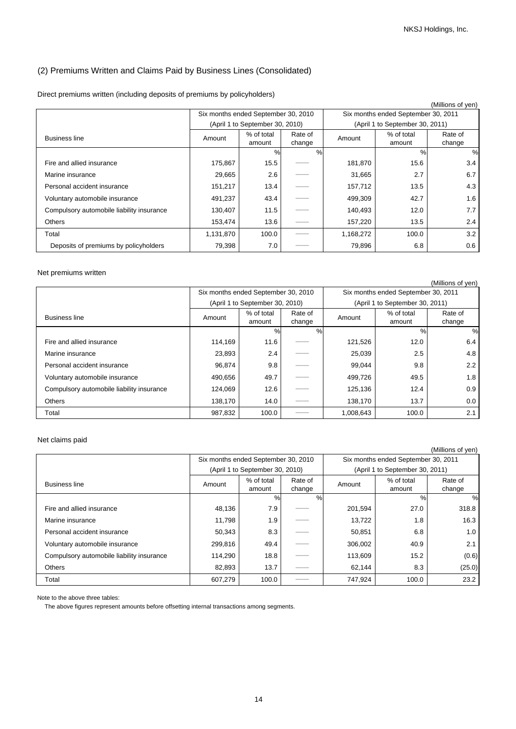## (2) Premiums Written and Claims Paid by Business Lines (Consolidated)

Direct premiums written (including deposits of premiums by policyholders)

(Millions of yen)

| Business line | Six months ended September 30, 2010 (April 1 to September 30, 2010) | | | Six months ended September 30, 2011 (April 1 to September 30, 2011) | | |
|---|---|---|---|---|---|---|
| | Amount | % of total amount | Rate of change | Amount | % of total amount | Rate of change |
| | | % | % | | % | % |
| Fire and allied insurance | 175,867 | 15.5 | —— | 181,870 | 15.6 | 3.4 |
| Marine insurance | 29,665 | 2.6 | —— | 31,665 | 2.7 | 6.7 |
| Personal accident insurance | 151,217 | 13.4 | —— | 157,712 | 13.5 | 4.3 |
| Voluntary automobile insurance | 491,237 | 43.4 | —— | 499,309 | 42.7 | 1.6 |
| Compulsory automobile liability insurance | 130,407 | 11.5 | —— | 140,493 | 12.0 | 7.7 |
| Others | 153,474 | 13.6 | —— | 157,220 | 13.5 | 2.4 |
| Total | 1,131,870 | 100.0 | —— | 1,168,272 | 100.0 | 3.2 |
| Deposits of premiums by policyholders | 79,398 | 7.0 | —— | 79,896 | 6.8 | 0.6 |

Net premiums written

(Millions of yen)

| Business line | Six months ended September 30, 2010 (April 1 to September 30, 2010) | | | Six months ended September 30, 2011 (April 1 to September 30, 2011) | | |
|---|---|---|---|---|---|---|
| | Amount | % of total amount | Rate of change | Amount | % of total amount | Rate of change |
| | | % | % | | % | % |
| Fire and allied insurance | 114,169 | 11.6 | —— | 121,526 | 12.0 | 6.4 |
| Marine insurance | 23,893 | 2.4 | —— | 25,039 | 2.5 | 4.8 |
| Personal accident insurance | 96,874 | 9.8 | —— | 99,044 | 9.8 | 2.2 |
| Voluntary automobile insurance | 490,656 | 49.7 | —— | 499,726 | 49.5 | 1.8 |
| Compulsory automobile liability insurance | 124,069 | 12.6 | —— | 125,136 | 12.4 | 0.9 |
| Others | 138,170 | 14.0 | —— | 138,170 | 13.7 | 0.0 |
| Total | 987,832 | 100.0 | —— | 1,008,643 | 100.0 | 2.1 |

Net claims paid

(Millions of yen)

| Business line | Six months ended September 30, 2010 (April 1 to September 30, 2010) | | | Six months ended September 30, 2011 (April 1 to September 30, 2011) | | |
|---|---|---|---|---|---|---|
| | Amount | % of total amount | Rate of change | Amount | % of total amount | Rate of change |
| | | % | % | | % | % |
| Fire and allied insurance | 48,136 | 7.9 | —— | 201,594 | 27.0 | 318.8 |
| Marine insurance | 11,798 | 1.9 | —— | 13,722 | 1.8 | 16.3 |
| Personal accident insurance | 50,343 | 8.3 | —— | 50,851 | 6.8 | 1.0 |
| Voluntary automobile insurance | 299,816 | 49.4 | —— | 306,002 | 40.9 | 2.1 |
| Compulsory automobile liability insurance | 114,290 | 18.8 | —— | 113,609 | 15.2 | (0.6) |
| Others | 82,893 | 13.7 | —— | 62,144 | 8.3 | (25.0) |
| Total | 607,279 | 100.0 | —— | 747,924 | 100.0 | 23.2 |

Note to the above three tables:

The above figures represent amounts before offsetting internal transactions among segments.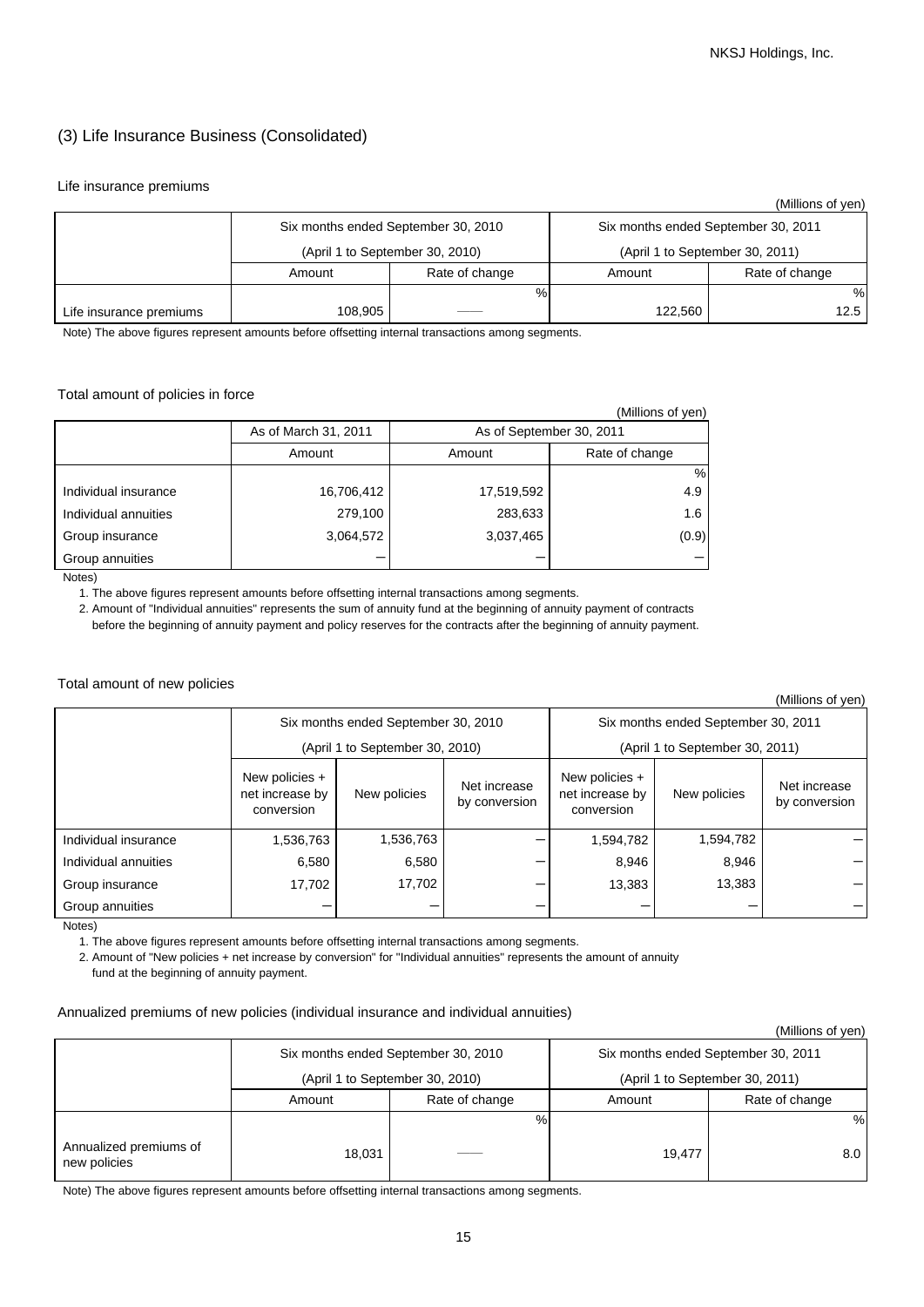## (3) Life Insurance Business (Consolidated)

Life insurance premiums

(Millions of yen)

| | Six months ended September 30, 2010 (April 1 to September 30, 2010) | | Six months ended September 30, 2011 (April 1 to September 30, 2011) | |
|---|---|---|---|---|
| | Amount | Rate of change | Amount | Rate of change |
| | | % | | % |
| Life insurance premiums | 108,905 | —— | 122,560 | 12.5 |

Note) The above figures represent amounts before offsetting internal transactions among segments.

Total amount of policies in force

(Millions of yen)

| | As of March 31, 2011 | As of September 30, 2011 | |
|---|---|---|---|
| | Amount | Amount | Rate of change |
| | | | % |
| Individual insurance | 16,706,412 | 17,519,592 | 4.9 |
| Individual annuities | 279,100 | 283,633 | 1.6 |
| Group insurance | 3,064,572 | 3,037,465 | (0.9) |
| Group annuities | — | — | — |

Notes)

1. The above figures represent amounts before offsetting internal transactions among segments.
2. Amount of "Individual annuities" represents the sum of annuity fund at the beginning of annuity payment of contracts before the beginning of annuity payment and policy reserves for the contracts after the beginning of annuity payment.

Total amount of new policies

(Millions of yen)

| | Six months ended September 30, 2010 (April 1 to September 30, 2010) | | | Six months ended September 30, 2011 (April 1 to September 30, 2011) | | |
|---|---|---|---|---|---|---|
| | New policies + net increase by conversion | New policies | Net increase by conversion | New policies + net increase by conversion | New policies | Net increase by conversion |
| Individual insurance | 1,536,763 | 1,536,763 | — | 1,594,782 | 1,594,782 | — |
| Individual annuities | 6,580 | 6,580 | — | 8,946 | 8,946 | — |
| Group insurance | 17,702 | 17,702 | — | 13,383 | 13,383 | — |
| Group annuities | — | — | — | — | — | — |

Notes)

1. The above figures represent amounts before offsetting internal transactions among segments.
2. Amount of "New policies + net increase by conversion" for "Individual annuities" represents the amount of annuity fund at the beginning of annuity payment.

Annualized premiums of new policies (individual insurance and individual annuities)

(Millions of yen)

| | Six months ended September 30, 2010 (April 1 to September 30, 2010) | | Six months ended September 30, 2011 (April 1 to September 30, 2011) | |
|---|---|---|---|---|
| | Amount | Rate of change | Amount | Rate of change |
| | | % | | % |
| Annualized premiums of new policies | 18,031 | —— | 19,477 | 8.0 |

Note) The above figures represent amounts before offsetting internal transactions among segments.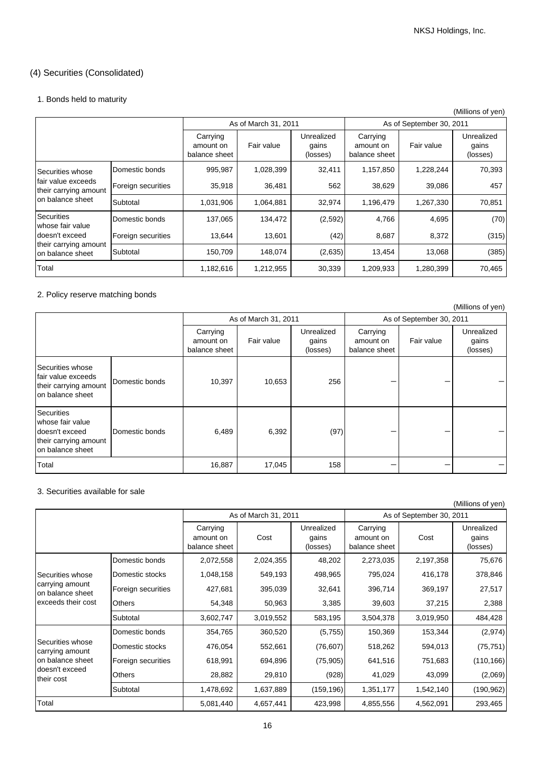## (4) Securities (Consolidated)

### 1. Bonds held to maturity

(Millions of yen)

| | | As of March 31, 2011 | | | As of September 30, 2011 | | |
|---|---|---|---|---|---|---|---|
| | | Carrying amount on balance sheet | Fair value | Unrealized gains (losses) | Carrying amount on balance sheet | Fair value | Unrealized gains (losses) |
| Securities whose fair value exceeds their carrying amount on balance sheet | Domestic bonds | 995,987 | 1,028,399 | 32,411 | 1,157,850 | 1,228,244 | 70,393 |
| | Foreign securities | 35,918 | 36,481 | 562 | 38,629 | 39,086 | 457 |
| | Subtotal | 1,031,906 | 1,064,881 | 32,974 | 1,196,479 | 1,267,330 | 70,851 |
| Securities whose fair value doesn't exceed their carrying amount on balance sheet | Domestic bonds | 137,065 | 134,472 | (2,592) | 4,766 | 4,695 | (70) |
| | Foreign securities | 13,644 | 13,601 | (42) | 8,687 | 8,372 | (315) |
| | Subtotal | 150,709 | 148,074 | (2,635) | 13,454 | 13,068 | (385) |
| Total | | 1,182,616 | 1,212,955 | 30,339 | 1,209,933 | 1,280,399 | 70,465 |

### 2. Policy reserve matching bonds

(Millions of yen)

| | | As of March 31, 2011 | | | As of September 30, 2011 | | |
|---|---|---|---|---|---|---|---|
| | | Carrying amount on balance sheet | Fair value | Unrealized gains (losses) | Carrying amount on balance sheet | Fair value | Unrealized gains (losses) |
| Securities whose fair value exceeds their carrying amount on balance sheet | Domestic bonds | 10,397 | 10,653 | 256 | － | － | － |
| Securities whose fair value doesn't exceed their carrying amount on balance sheet | Domestic bonds | 6,489 | 6,392 | (97) | － | － | － |
| Total | | 16,887 | 17,045 | 158 | － | － | － |

### 3. Securities available for sale

(Millions of yen)

| | | As of March 31, 2011 | | | As of September 30, 2011 | | |
|---|---|---|---|---|---|---|---|
| | | Carrying amount on balance sheet | Cost | Unrealized gains (losses) | Carrying amount on balance sheet | Cost | Unrealized gains (losses) |
| Securities whose carrying amount on balance sheet exceeds their cost | Domestic bonds | 2,072,558 | 2,024,355 | 48,202 | 2,273,035 | 2,197,358 | 75,676 |
| | Domestic stocks | 1,048,158 | 549,193 | 498,965 | 795,024 | 416,178 | 378,846 |
| | Foreign securities | 427,681 | 395,039 | 32,641 | 396,714 | 369,197 | 27,517 |
| | Others | 54,348 | 50,963 | 3,385 | 39,603 | 37,215 | 2,388 |
| | Subtotal | 3,602,747 | 3,019,552 | 583,195 | 3,504,378 | 3,019,950 | 484,428 |
| Securities whose carrying amount on balance sheet doesn't exceed their cost | Domestic bonds | 354,765 | 360,520 | (5,755) | 150,369 | 153,344 | (2,974) |
| | Domestic stocks | 476,054 | 552,661 | (76,607) | 518,262 | 594,013 | (75,751) |
| | Foreign securities | 618,991 | 694,896 | (75,905) | 641,516 | 751,683 | (110,166) |
| | Others | 28,882 | 29,810 | (928) | 41,029 | 43,099 | (2,069) |
| | Subtotal | 1,478,692 | 1,637,889 | (159,196) | 1,351,177 | 1,542,140 | (190,962) |
| Total | | 5,081,440 | 4,657,441 | 423,998 | 4,855,556 | 4,562,091 | 293,465 |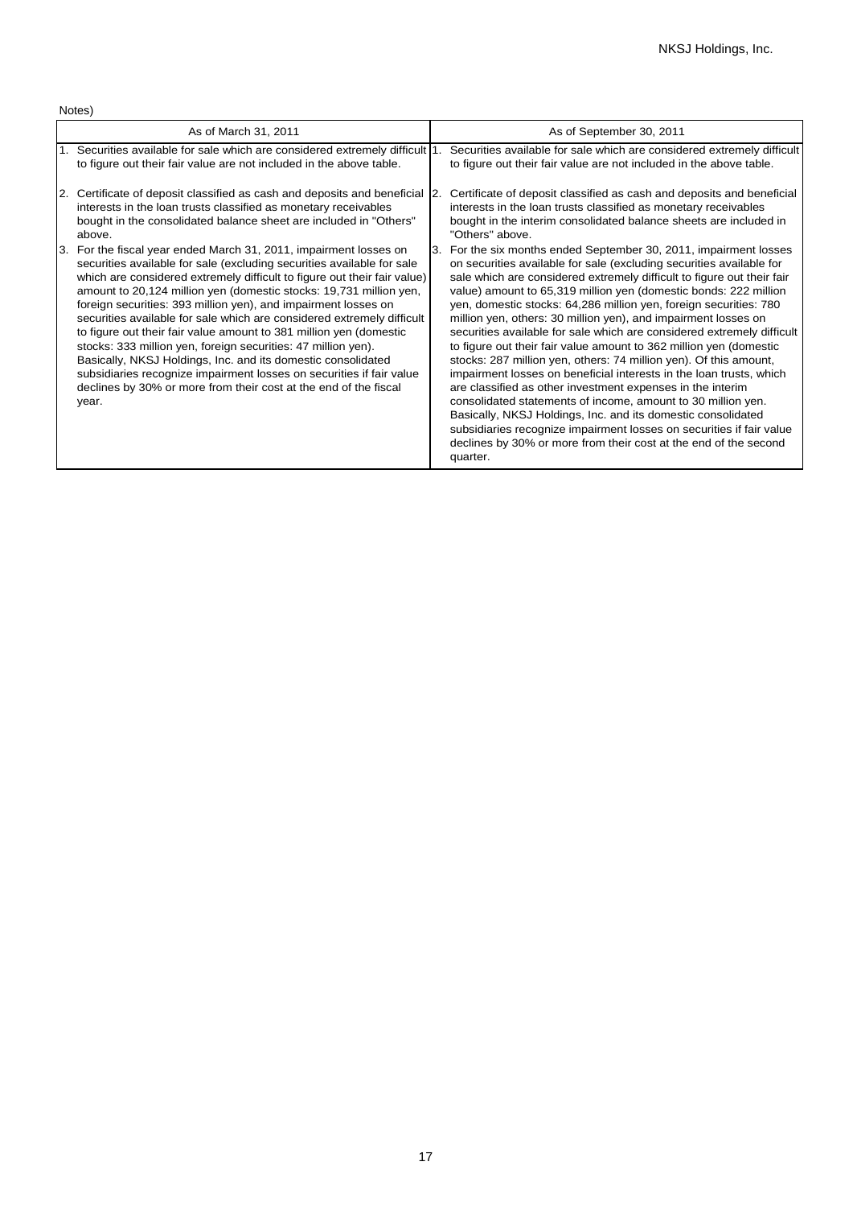Notes)

| As of March 31, 2011 | As of September 30, 2011 |
|---|---|
| 1. Securities available for sale which are considered extremely difficult to figure out their fair value are not included in the above table. | 1. Securities available for sale which are considered extremely difficult to figure out their fair value are not included in the above table. |
| 2. Certificate of deposit classified as cash and deposits and beneficial interests in the loan trusts classified as monetary receivables bought in the consolidated balance sheet are included in "Others" above. | 2. Certificate of deposit classified as cash and deposits and beneficial interests in the loan trusts classified as monetary receivables bought in the interim consolidated balance sheets are included in "Others" above. |
| 3. For the fiscal year ended March 31, 2011, impairment losses on securities available for sale (excluding securities available for sale which are considered extremely difficult to figure out their fair value) amount to 20,124 million yen (domestic stocks: 19,731 million yen, foreign securities: 393 million yen), and impairment losses on securities available for sale which are considered extremely difficult to figure out their fair value amount to 381 million yen (domestic stocks: 333 million yen, foreign securities: 47 million yen). Basically, NKSJ Holdings, Inc. and its domestic consolidated subsidiaries recognize impairment losses on securities if fair value declines by 30% or more from their cost at the end of the fiscal year. | 3. For the six months ended September 30, 2011, impairment losses on securities available for sale (excluding securities available for sale which are considered extremely difficult to figure out their fair value) amount to 65,319 million yen (domestic bonds: 222 million yen, domestic stocks: 64,286 million yen, foreign securities: 780 million yen, others: 30 million yen), and impairment losses on securities available for sale which are considered extremely difficult to figure out their fair value amount to 362 million yen (domestic stocks: 287 million yen, others: 74 million yen). Of this amount, impairment losses on beneficial interests in the loan trusts, which are classified as other investment expenses in the interim consolidated statements of income, amount to 30 million yen. Basically, NKSJ Holdings, Inc. and its domestic consolidated subsidiaries recognize impairment losses on securities if fair value declines by 30% or more from their cost at the end of the second quarter. |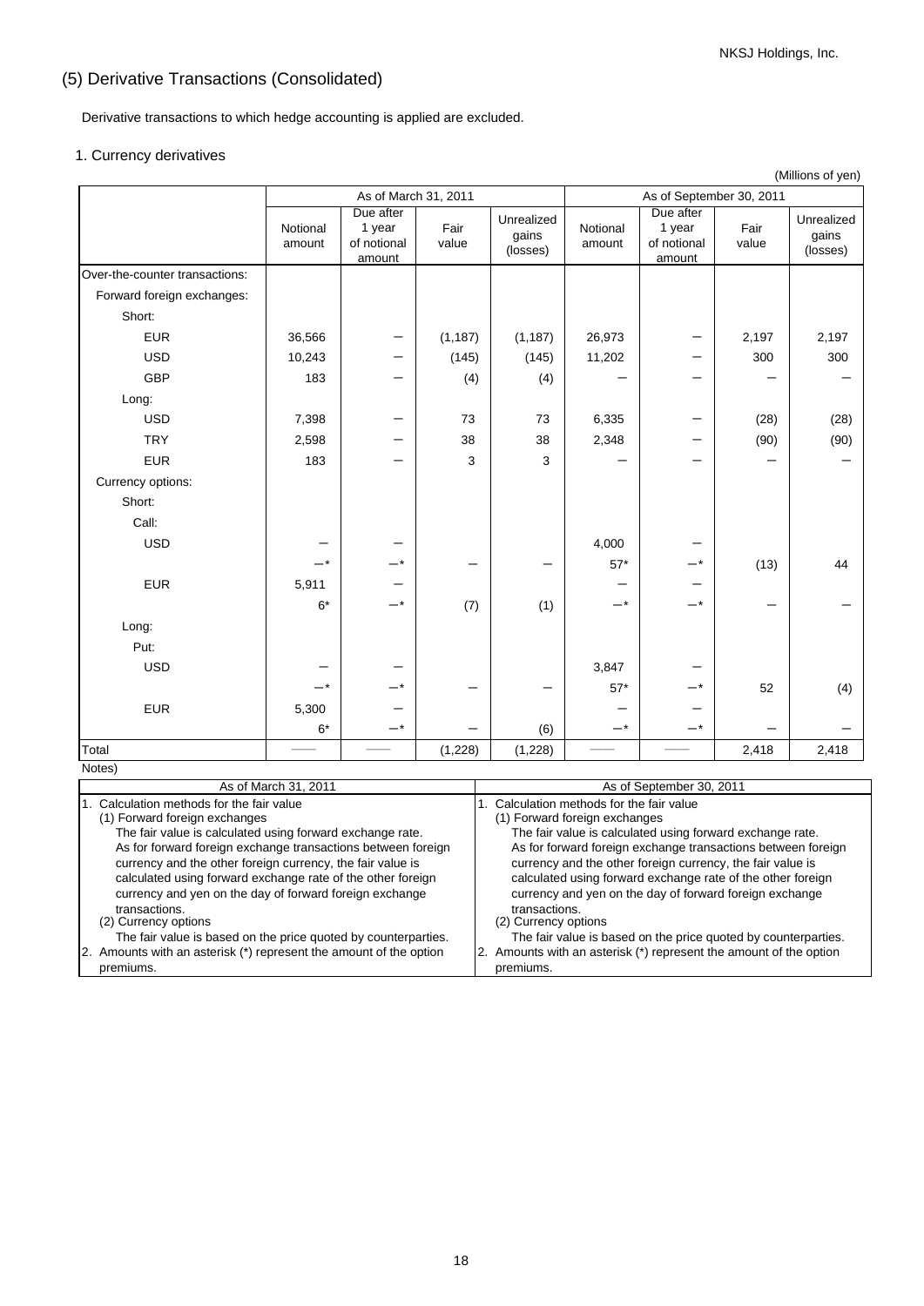## (5) Derivative Transactions (Consolidated)

Derivative transactions to which hedge accounting is applied are excluded.

### 1. Currency derivatives

(Millions of yen)

| | As of March 31, 2011 | | | | As of September 30, 2011 | | | |
|---|---|---|---|---|---|---|---|---|
| | Notional amount | Due after 1 year of notional amount | Fair value | Unrealized gains (losses) | Notional amount | Due after 1 year of notional amount | Fair value | Unrealized gains (losses) |
| Over-the-counter transactions: | | | | | | | | |
| Forward foreign exchanges: | | | | | | | | |
| Short: | | | | | | | | |
| EUR | 36,566 | － | (1,187) | (1,187) | 26,973 | － | 2,197 | 2,197 |
| USD | 10,243 | － | (145) | (145) | 11,202 | － | 300 | 300 |
| GBP | 183 | － | (4) | (4) | － | － | － | － |
| Long: | | | | | | | | |
| USD | 7,398 | － | 73 | 73 | 6,335 | － | (28) | (28) |
| TRY | 2,598 | － | 38 | 38 | 2,348 | － | (90) | (90) |
| EUR | 183 | － | 3 | 3 | － | － | － | － |
| Currency options: | | | | | | | | |
| Short: | | | | | | | | |
| Call: | | | | | | | | |
| USD | － | － | | | 4,000 | － | | |
| | －* | －* | － | － | 57* | －* | (13) | 44 |
| EUR | 5,911 | － | | | － | － | | |
| | 6* | －* | (7) | (1) | －* | －* | － | － |
| Long: | | | | | | | | |
| Put: | | | | | | | | |
| USD | － | － | | | 3,847 | － | | |
| | －* | －* | － | － | 57* | －* | 52 | (4) |
| EUR | 5,300 | － | | | － | － | | |
| | 6* | －* | － | (6) | －* | －* | － | － |
| Total | —— | —— | (1,228) | (1,228) | —— | —— | 2,418 | 2,418 |

Notes)

| As of March 31, 2011 | As of September 30, 2011 |
|---|---|
| 1. Calculation methods for the fair value<br>(1) Forward foreign exchanges<br>The fair value is calculated using forward exchange rate.<br>As for forward foreign exchange transactions between foreign currency and the other foreign currency, the fair value is calculated using forward exchange rate of the other foreign currency and yen on the day of forward foreign exchange transactions.<br>(2) Currency options<br>The fair value is based on the price quoted by counterparties.<br>2. Amounts with an asterisk (*) represent the amount of the option premiums. | 1. Calculation methods for the fair value<br>(1) Forward foreign exchanges<br>The fair value is calculated using forward exchange rate.<br>As for forward foreign exchange transactions between foreign currency and the other foreign currency, the fair value is calculated using forward exchange rate of the other foreign currency and yen on the day of forward foreign exchange transactions.<br>(2) Currency options<br>The fair value is based on the price quoted by counterparties.<br>2. Amounts with an asterisk (*) represent the amount of the option premiums. |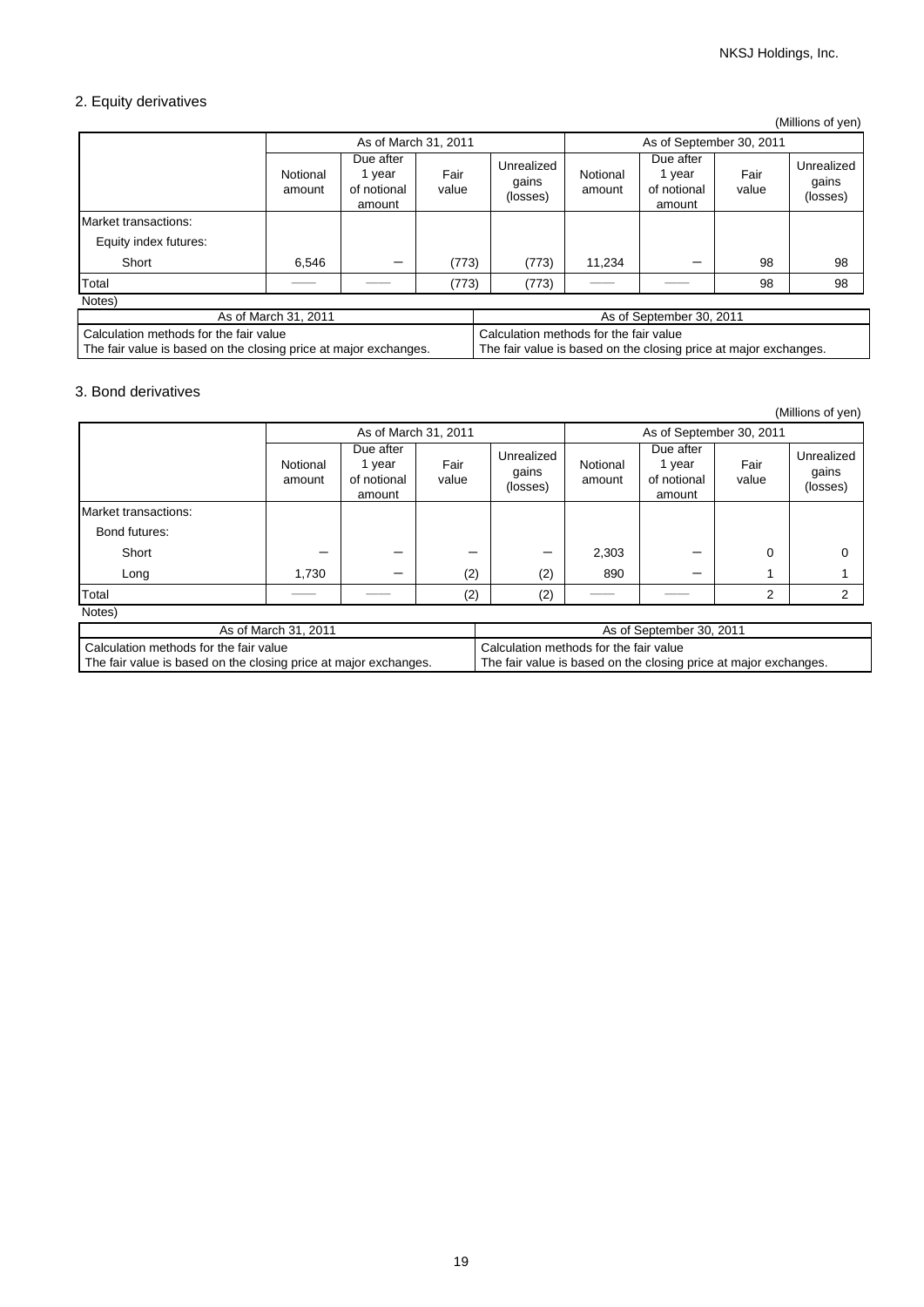## 2. Equity derivatives

(Millions of yen)

| | As of March 31, 2011 | | | | As of September 30, 2011 | | | |
|---|---|---|---|---|---|---|---|---|
| | Notional amount | Due after 1 year of notional amount | Fair value | Unrealized gains (losses) | Notional amount | Due after 1 year of notional amount | Fair value | Unrealized gains (losses) |
| Market transactions: | | | | | | | | |
| Equity index futures: | | | | | | | | |
| Short | 6,546 | － | (773) | (773) | 11,234 | － | 98 | 98 |
| Total | —— | —— | (773) | (773) | —— | —— | 98 | 98 |

Notes)

| As of March 31, 2011 | As of September 30, 2011 |
|---|---|
| Calculation methods for the fair value<br>The fair value is based on the closing price at major exchanges. | Calculation methods for the fair value<br>The fair value is based on the closing price at major exchanges. |

## 3. Bond derivatives

(Millions of yen)

| | As of March 31, 2011 | | | | As of September 30, 2011 | | | |
|---|---|---|---|---|---|---|---|---|
| | Notional amount | Due after 1 year of notional amount | Fair value | Unrealized gains (losses) | Notional amount | Due after 1 year of notional amount | Fair value | Unrealized gains (losses) |
| Market transactions: | | | | | | | | |
| Bond futures: | | | | | | | | |
| Short | － | － | － | － | 2,303 | － | 0 | 0 |
| Long | 1,730 | － | (2) | (2) | 890 | － | 1 | 1 |
| Total | —— | —— | (2) | (2) | —— | —— | 2 | 2 |

Notes)

| As of March 31, 2011 | As of September 30, 2011 |
|---|---|
| Calculation methods for the fair value<br>The fair value is based on the closing price at major exchanges. | Calculation methods for the fair value<br>The fair value is based on the closing price at major exchanges. |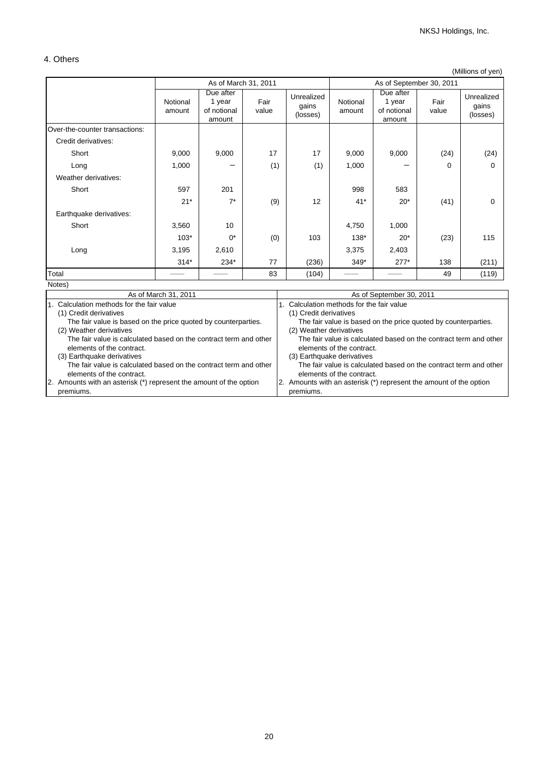## 4. Others

(Millions of yen)

| | As of March 31, 2011 | | | | As of September 30, 2011 | | | |
|---|---|---|---|---|---|---|---|---|
| | Notional amount | Due after 1 year of notional amount | Fair value | Unrealized gains (losses) | Notional amount | Due after 1 year of notional amount | Fair value | Unrealized gains (losses) |
| Over-the-counter transactions: | | | | | | | | |
| Credit derivatives: | | | | | | | | |
| Short | 9,000 | 9,000 | 17 | 17 | 9,000 | 9,000 | (24) | (24) |
| Long | 1,000 | － | (1) | (1) | 1,000 | － | 0 | 0 |
| Weather derivatives: | | | | | | | | |
| Short | 597 | 201 | | | 998 | 583 | | |
| | 21* | 7* | (9) | 12 | 41* | 20* | (41) | 0 |
| Earthquake derivatives: | | | | | | | | |
| Short | 3,560 | 10 | | | 4,750 | 1,000 | | |
| | 103* | 0* | (0) | 103 | 138* | 20* | (23) | 115 |
| Long | 3,195 | 2,610 | | | 3,375 | 2,403 | | |
| | 314* | 234* | 77 | (236) | 349* | 277* | 138 | (211) |
| Total | —— | —— | 83 | (104) | —— | —— | 49 | (119) |

Notes)

| As of March 31, 2011 | As of September 30, 2011 |
|---|---|
| 1. Calculation methods for the fair value<br>(1) Credit derivatives<br>The fair value is based on the price quoted by counterparties.<br>(2) Weather derivatives<br>The fair value is calculated based on the contract term and other elements of the contract.<br>(3) Earthquake derivatives<br>The fair value is calculated based on the contract term and other elements of the contract.<br>2. Amounts with an asterisk (*) represent the amount of the option premiums. | 1. Calculation methods for the fair value<br>(1) Credit derivatives<br>The fair value is based on the price quoted by counterparties.<br>(2) Weather derivatives<br>The fair value is calculated based on the contract term and other elements of the contract.<br>(3) Earthquake derivatives<br>The fair value is calculated based on the contract term and other elements of the contract.<br>2. Amounts with an asterisk (*) represent the amount of the option premiums. |